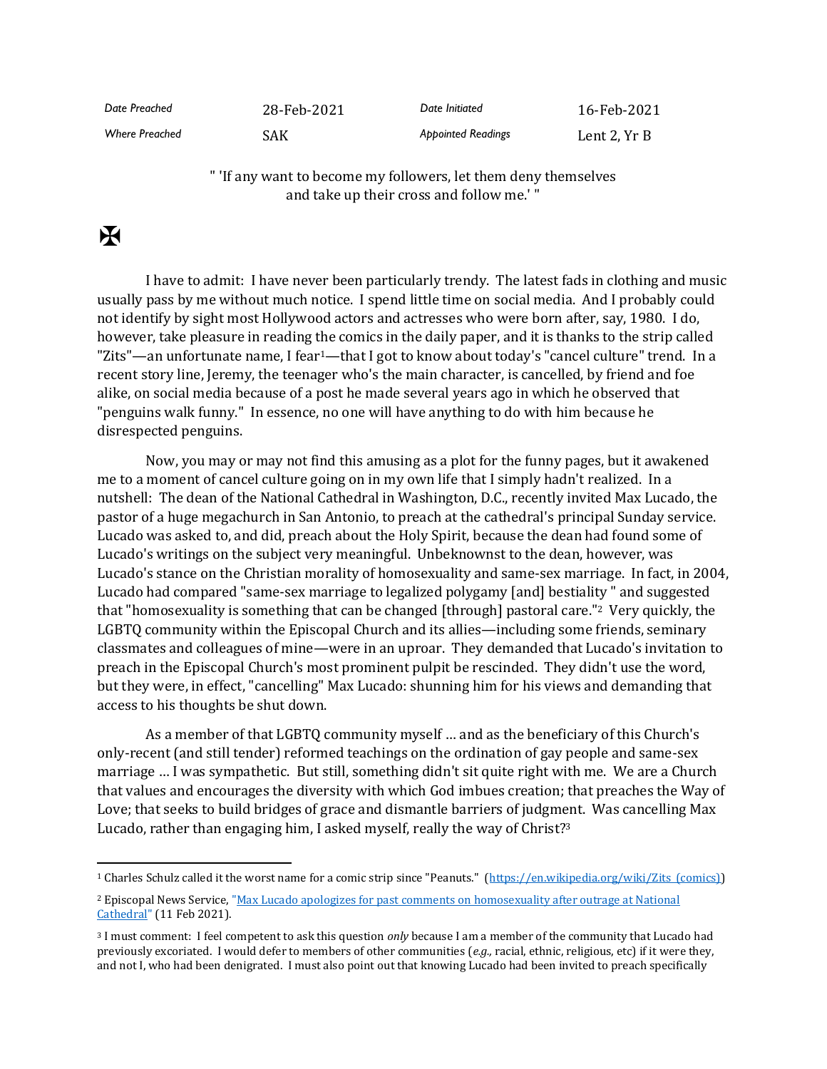| Date Preached | 28-Feb-2021 | Date Initiated | 16-Feb-2021 |
|---|---|---|---|
| Where Preached | SAK | Appointed Readings | Lent 2, Yr B |

" 'If any want to become my followers, let them deny themselves and take up their cross and follow me.' "

✠

I have to admit: I have never been particularly trendy. The latest fads in clothing and music usually pass by me without much notice. I spend little time on social media. And I probably could not identify by sight most Hollywood actors and actresses who were born after, say, 1980. I do, however, take pleasure in reading the comics in the daily paper, and it is thanks to the strip called "Zits"—an unfortunate name, I fear[1]—that I got to know about today's "cancel culture" trend. In a recent story line, Jeremy, the teenager who's the main character, is cancelled, by friend and foe alike, on social media because of a post he made several years ago in which he observed that "penguins walk funny." In essence, no one will have anything to do with him because he disrespected penguins.

Now, you may or may not find this amusing as a plot for the funny pages, but it awakened me to a moment of cancel culture going on in my own life that I simply hadn't realized. In a nutshell: The dean of the National Cathedral in Washington, D.C., recently invited Max Lucado, the pastor of a huge megachurch in San Antonio, to preach at the cathedral's principal Sunday service. Lucado was asked to, and did, preach about the Holy Spirit, because the dean had found some of Lucado's writings on the subject very meaningful. Unbeknownst to the dean, however, was Lucado's stance on the Christian morality of homosexuality and same-sex marriage. In fact, in 2004, Lucado had compared "same-sex marriage to legalized polygamy [and] bestiality " and suggested that "homosexuality is something that can be changed [through] pastoral care."[2] Very quickly, the LGBTQ community within the Episcopal Church and its allies—including some friends, seminary classmates and colleagues of mine—were in an uproar. They demanded that Lucado's invitation to preach in the Episcopal Church's most prominent pulpit be rescinded. They didn't use the word, but they were, in effect, "cancelling" Max Lucado: shunning him for his views and demanding that access to his thoughts be shut down.

As a member of that LGBTQ community myself … and as the beneficiary of this Church's only-recent (and still tender) reformed teachings on the ordination of gay people and same-sex marriage … I was sympathetic. But still, something didn't sit quite right with me. We are a Church that values and encourages the diversity with which God imbues creation; that preaches the Way of Love; that seeks to build bridges of grace and dismantle barriers of judgment. Was cancelling Max Lucado, rather than engaging him, I asked myself, really the way of Christ?[3]

---

[1] Charles Schulz called it the worst name for a comic strip since "Peanuts." (https://en.wikipedia.org/wiki/Zits_(comics))

[2] Episcopal News Service, "Max Lucado apologizes for past comments on homosexuality after outrage at National Cathedral" (11 Feb 2021).

[3] I must comment: I feel competent to ask this question *only* because I am a member of the community that Lucado had previously excoriated. I would defer to members of other communities (*e.g.,* racial, ethnic, religious, etc) if it were they, and not I, who had been denigrated. I must also point out that knowing Lucado had been invited to preach specifically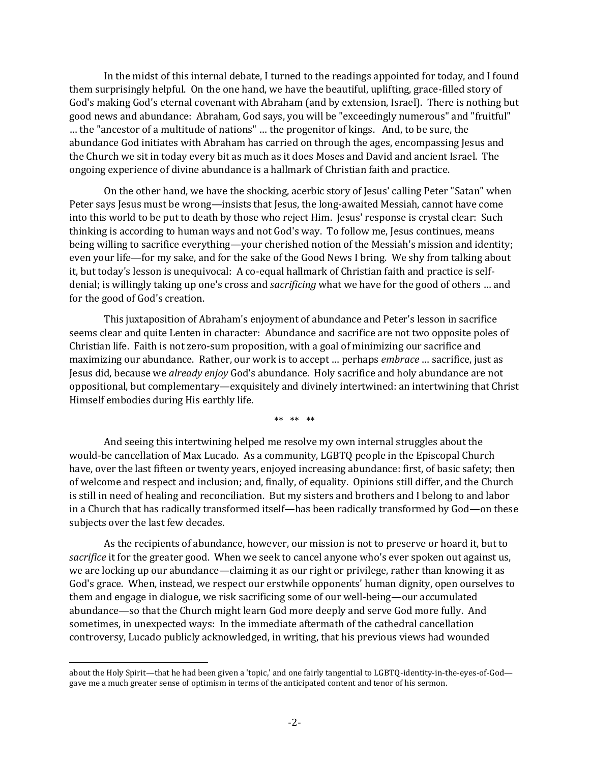In the midst of this internal debate, I turned to the readings appointed for today, and I found them surprisingly helpful. On the one hand, we have the beautiful, uplifting, grace-filled story of God's making God's eternal covenant with Abraham (and by extension, Israel). There is nothing but good news and abundance: Abraham, God says, you will be "exceedingly numerous" and "fruitful" … the "ancestor of a multitude of nations" … the progenitor of kings. And, to be sure, the abundance God initiates with Abraham has carried on through the ages, encompassing Jesus and the Church we sit in today every bit as much as it does Moses and David and ancient Israel. The ongoing experience of divine abundance is a hallmark of Christian faith and practice.

On the other hand, we have the shocking, acerbic story of Jesus' calling Peter "Satan" when Peter says Jesus must be wrong—insists that Jesus, the long-awaited Messiah, cannot have come into this world to be put to death by those who reject Him. Jesus' response is crystal clear: Such thinking is according to human ways and not God's way. To follow me, Jesus continues, means being willing to sacrifice everything—your cherished notion of the Messiah's mission and identity; even your life—for my sake, and for the sake of the Good News I bring. We shy from talking about it, but today's lesson is unequivocal: A co-equal hallmark of Christian faith and practice is self-denial; is willingly taking up one's cross and *sacrificing* what we have for the good of others … and for the good of God's creation.

This juxtaposition of Abraham's enjoyment of abundance and Peter's lesson in sacrifice seems clear and quite Lenten in character: Abundance and sacrifice are not two opposite poles of Christian life. Faith is not zero-sum proposition, with a goal of minimizing our sacrifice and maximizing our abundance. Rather, our work is to accept … perhaps *embrace* … sacrifice, just as Jesus did, because we *already enjoy* God's abundance. Holy sacrifice and holy abundance are not oppositional, but complementary—exquisitely and divinely intertwined: an intertwining that Christ Himself embodies during His earthly life.

** ** **

And seeing this intertwining helped me resolve my own internal struggles about the would-be cancellation of Max Lucado. As a community, LGBTQ people in the Episcopal Church have, over the last fifteen or twenty years, enjoyed increasing abundance: first, of basic safety; then of welcome and respect and inclusion; and, finally, of equality. Opinions still differ, and the Church is still in need of healing and reconciliation. But my sisters and brothers and I belong to and labor in a Church that has radically transformed itself—has been radically transformed by God—on these subjects over the last few decades.

As the recipients of abundance, however, our mission is not to preserve or hoard it, but to *sacrifice* it for the greater good. When we seek to cancel anyone who's ever spoken out against us, we are locking up our abundance—claiming it as our right or privilege, rather than knowing it as God's grace. When, instead, we respect our erstwhile opponents' human dignity, open ourselves to them and engage in dialogue, we risk sacrificing some of our well-being—our accumulated abundance—so that the Church might learn God more deeply and serve God more fully. And sometimes, in unexpected ways: In the immediate aftermath of the cathedral cancellation controversy, Lucado publicly acknowledged, in writing, that his previous views had wounded

---

about the Holy Spirit—that he had been given a 'topic,' and one fairly tangential to LGBTQ-identity-in-the-eyes-of-God—gave me a much greater sense of optimism in terms of the anticipated content and tenor of his sermon.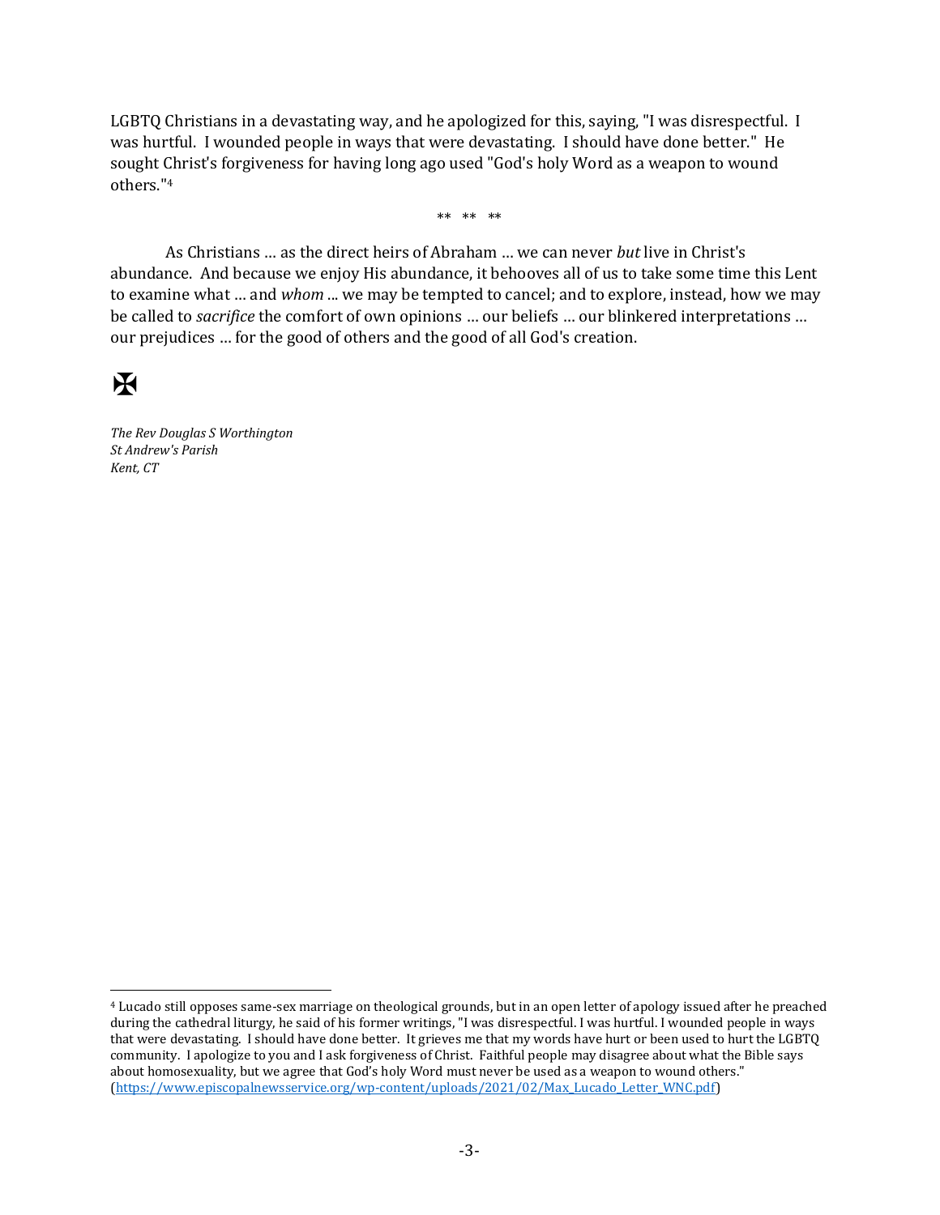LGBTQ Christians in a devastating way, and he apologized for this, saying, "I was disrespectful. I was hurtful. I wounded people in ways that were devastating. I should have done better." He sought Christ's forgiveness for having long ago used "God's holy Word as a weapon to wound others."[4]

** ** **

As Christians … as the direct heirs of Abraham … we can never *but* live in Christ's abundance. And because we enjoy His abundance, it behooves all of us to take some time this Lent to examine what … and *whom* ... we may be tempted to cancel; and to explore, instead, how we may be called to *sacrifice* the comfort of own opinions … our beliefs … our blinkered interpretations … our prejudices … for the good of others and the good of all God's creation.

✠

*The Rev Douglas S Worthington*
*St Andrew's Parish*
*Kent, CT*

---

[4] Lucado still opposes same-sex marriage on theological grounds, but in an open letter of apology issued after he preached during the cathedral liturgy, he said of his former writings, "I was disrespectful. I was hurtful. I wounded people in ways that were devastating. I should have done better. It grieves me that my words have hurt or been used to hurt the LGBTQ community. I apologize to you and I ask forgiveness of Christ. Faithful people may disagree about what the Bible says about homosexuality, but we agree that God's holy Word must never be used as a weapon to wound others." (https://www.episcopalnewsservice.org/wp-content/uploads/2021/02/Max_Lucado_Letter_WNC.pdf)